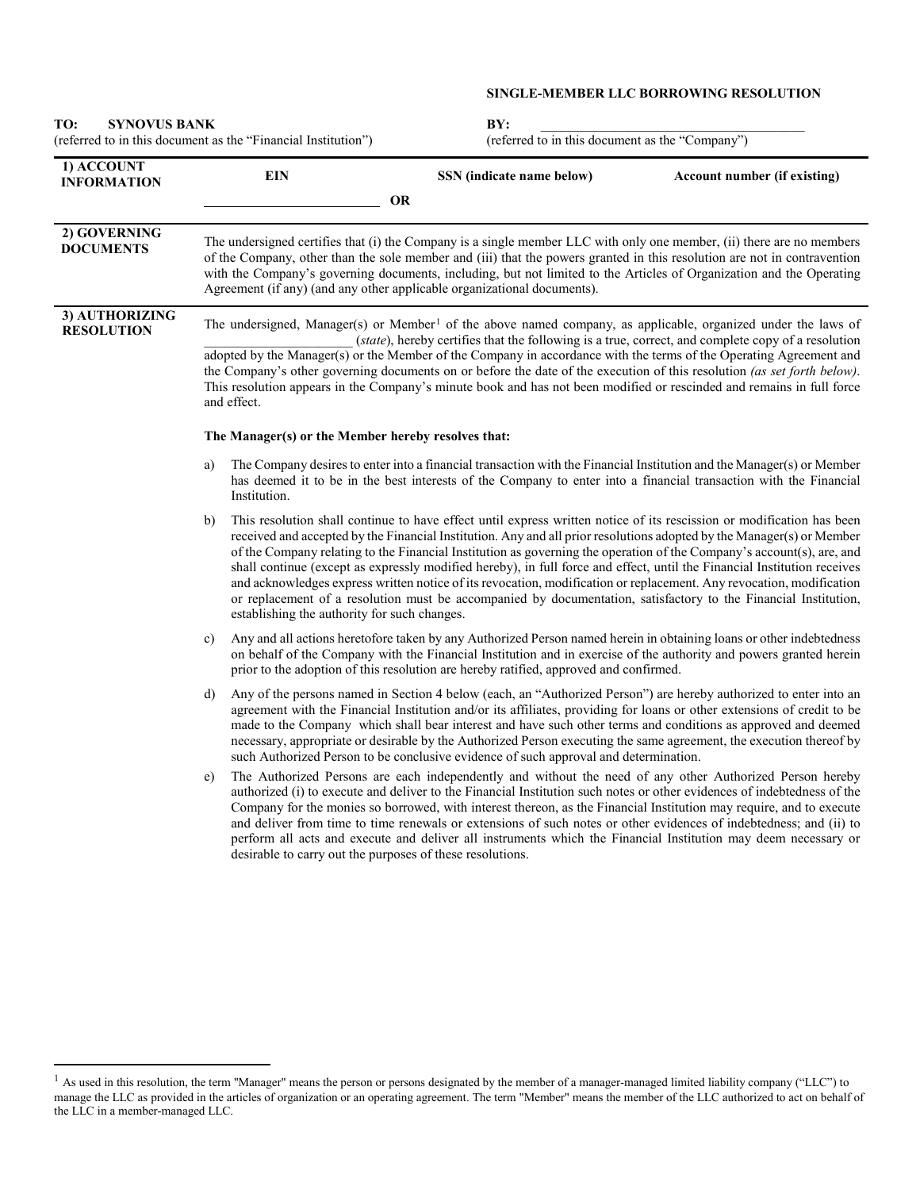## SINGLE-MEMBER LLC BORROWING RESOLUTION

**TO: SYNOVUS BANK**
(referred to in this document as the "Financial Institution")

**BY:** ________________________________________
(referred to in this document as the "Company")

| **1) ACCOUNT INFORMATION** | **EIN** | | **SSN (indicate name below)** | **Account number (if existing)** |
|---|---|---|---|---|
| | __________________________ | **OR** | | |

**2) GOVERNING DOCUMENTS**

The undersigned certifies that (i) the Company is a single member LLC with only one member, (ii) there are no members of the Company, other than the sole member and (iii) that the powers granted in this resolution are not in contravention with the Company's governing documents, including, but not limited to the Articles of Organization and the Operating Agreement (if any) (and any other applicable organizational documents).

**3) AUTHORIZING RESOLUTION**

The undersigned, Manager(s) or Member[1] of the above named company, as applicable, organized under the laws of ______________________ (*state*), hereby certifies that the following is a true, correct, and complete copy of a resolution adopted by the Manager(s) or the Member of the Company in accordance with the terms of the Operating Agreement and the Company's other governing documents on or before the date of the execution of this resolution *(as set forth below)*. This resolution appears in the Company's minute book and has not been modified or rescinded and remains in full force and effect.

**The Manager(s) or the Member hereby resolves that:**

a) The Company desires to enter into a financial transaction with the Financial Institution and the Manager(s) or Member has deemed it to be in the best interests of the Company to enter into a financial transaction with the Financial Institution.

b) This resolution shall continue to have effect until express written notice of its rescission or modification has been received and accepted by the Financial Institution. Any and all prior resolutions adopted by the Manager(s) or Member of the Company relating to the Financial Institution as governing the operation of the Company's account(s), are, and shall continue (except as expressly modified hereby), in full force and effect, until the Financial Institution receives and acknowledges express written notice of its revocation, modification or replacement. Any revocation, modification or replacement of a resolution must be accompanied by documentation, satisfactory to the Financial Institution, establishing the authority for such changes.

c) Any and all actions heretofore taken by any Authorized Person named herein in obtaining loans or other indebtedness on behalf of the Company with the Financial Institution and in exercise of the authority and powers granted herein prior to the adoption of this resolution are hereby ratified, approved and confirmed.

d) Any of the persons named in Section 4 below (each, an "Authorized Person") are hereby authorized to enter into an agreement with the Financial Institution and/or its affiliates, providing for loans or other extensions of credit to be made to the Company which shall bear interest and have such other terms and conditions as approved and deemed necessary, appropriate or desirable by the Authorized Person executing the same agreement, the execution thereof by such Authorized Person to be conclusive evidence of such approval and determination.

e) The Authorized Persons are each independently and without the need of any other Authorized Person hereby authorized (i) to execute and deliver to the Financial Institution such notes or other evidences of indebtedness of the Company for the monies so borrowed, with interest thereon, as the Financial Institution may require, and to execute and deliver from time to time renewals or extensions of such notes or other evidences of indebtedness; and (ii) to perform all acts and execute and deliver all instruments which the Financial Institution may deem necessary or desirable to carry out the purposes of these resolutions.

---

[1] As used in this resolution, the term "Manager" means the person or persons designated by the member of a manager-managed limited liability company ("LLC") to manage the LLC as provided in the articles of organization or an operating agreement. The term "Member" means the member of the LLC authorized to act on behalf of the LLC in a member-managed LLC.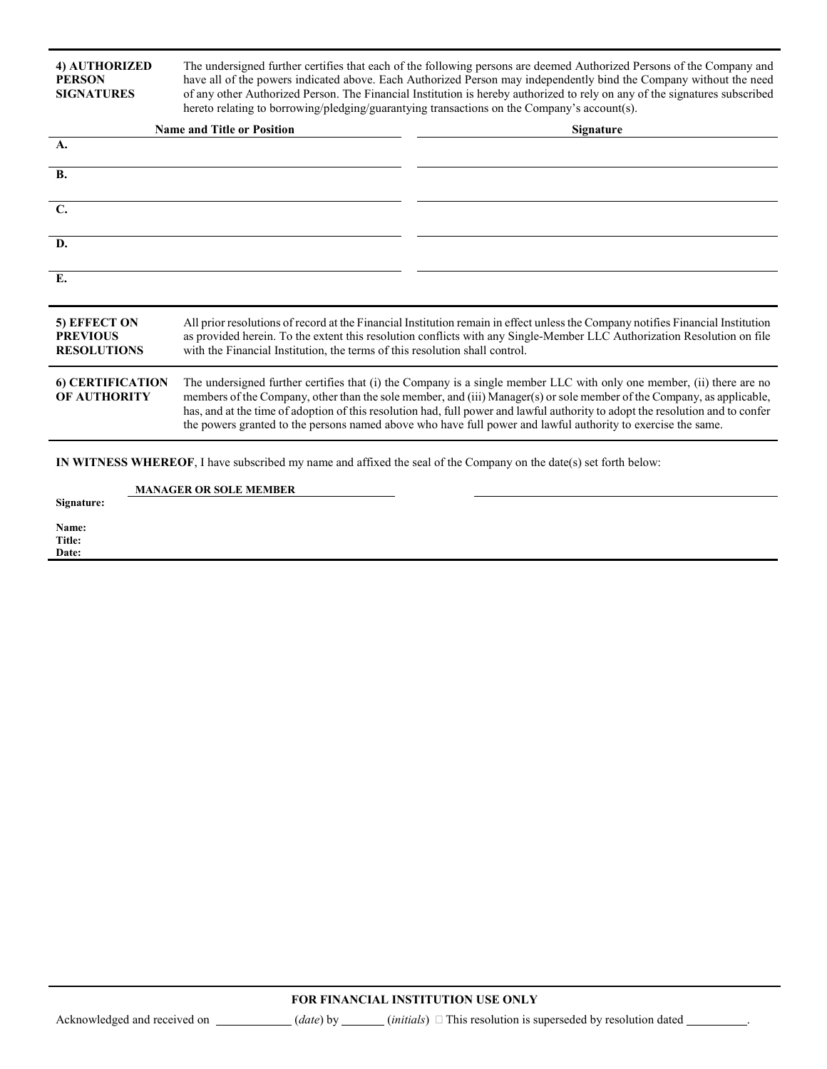**4) AUTHORIZED PERSON SIGNATURES**

The undersigned further certifies that each of the following persons are deemed Authorized Persons of the Company and have all of the powers indicated above. Each Authorized Person may independently bind the Company without the need of any other Authorized Person. The Financial Institution is hereby authorized to rely on any of the signatures subscribed hereto relating to borrowing/pledging/guarantying transactions on the Company's account(s).

| | Name and Title or Position | Signature |
|---|---|---|
| A. | | |
| B. | | |
| C. | | |
| D. | | |
| E. | | |

**5) EFFECT ON PREVIOUS RESOLUTIONS**

All prior resolutions of record at the Financial Institution remain in effect unless the Company notifies Financial Institution as provided herein. To the extent this resolution conflicts with any Single-Member LLC Authorization Resolution on file with the Financial Institution, the terms of this resolution shall control.

**6) CERTIFICATION OF AUTHORITY**

The undersigned further certifies that (i) the Company is a single member LLC with only one member, (ii) there are no members of the Company, other than the sole member, and (iii) Manager(s) or sole member of the Company, as applicable, has, and at the time of adoption of this resolution had, full power and lawful authority to adopt the resolution and to confer the powers granted to the persons named above who have full power and lawful authority to exercise the same.

**IN WITNESS WHEREOF**, I have subscribed my name and affixed the seal of the Company on the date(s) set forth below:

**MANAGER OR SOLE MEMBER**

**Signature:** ______________________ ______________________

**Name:**
**Title:**
**Date:**

**FOR FINANCIAL INSTITUTION USE ONLY**

Acknowledged and received on ____________ (*date*) by _______ (*initials*) ☐ This resolution is superseded by resolution dated __________.